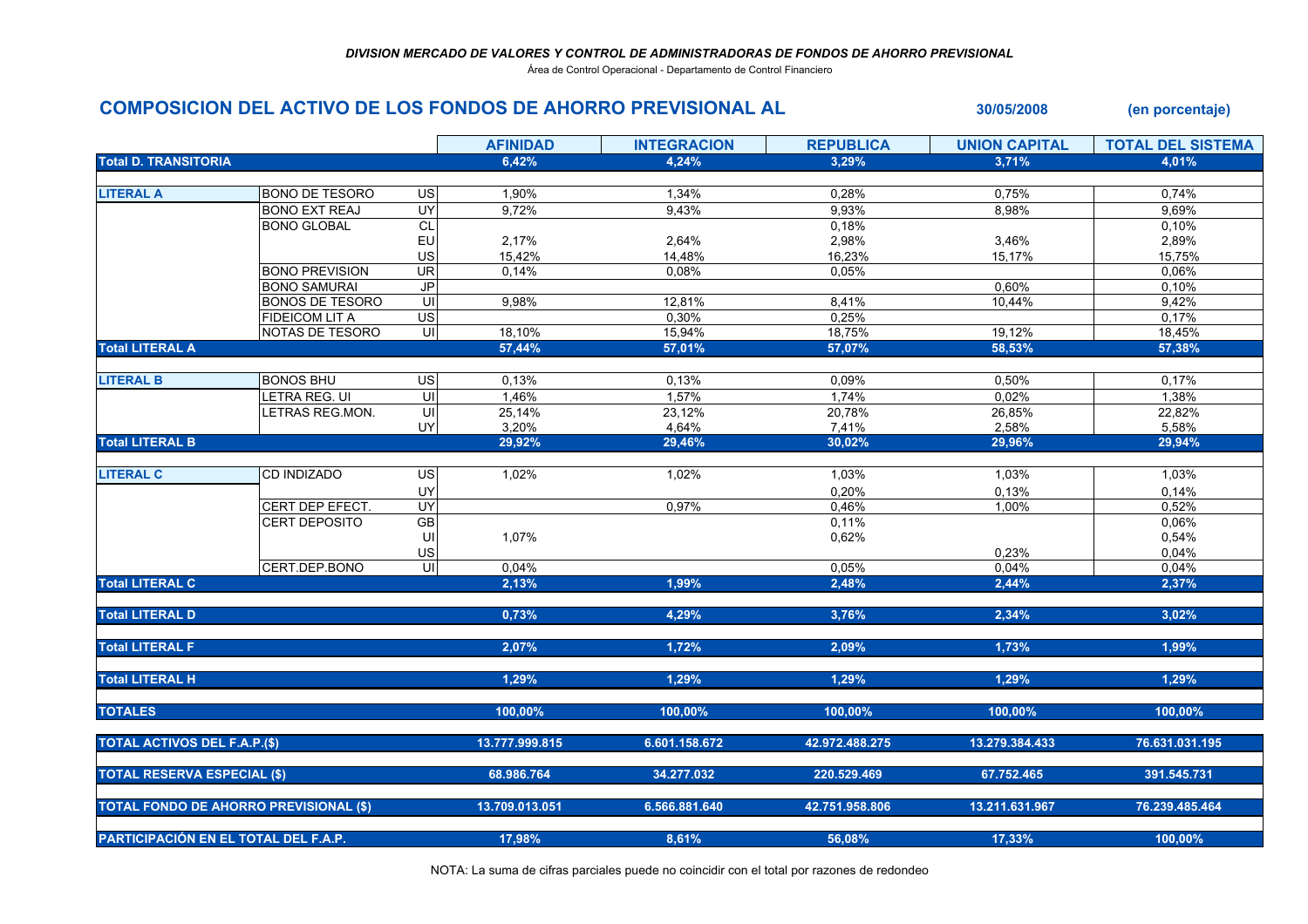*DIVISION MERCADO DE VALORES Y CONTROL DE ADMINISTRADORAS DE FONDOS DE AHORRO PREVISIONAL*

Área de Control Operacional - Departamento de Control Financiero

## COMPOSICION DEL ACTIVO DE LOS FONDOS DE AHORRO PREVISIONAL AL 30/05/2008 (en porcentaje)

| | | | AFINIDAD | INTEGRACION | REPUBLICA | UNION CAPITAL | TOTAL DEL SISTEMA |
|---|---|---|---|---|---|---|---|
| **Total D. TRANSITORIA** | | | **6,42%** | **4,24%** | **3,29%** | **3,71%** | **4,01%** |
| **LITERAL A** | BONO DE TESORO | US | 1,90% | 1,34% | 0,28% | 0,75% | 0,74% |
| | BONO EXT REAJ | UY | 9,72% | 9,43% | 9,93% | 8,98% | 9,69% |
| | BONO GLOBAL | CL | | | 0,18% | | 0,10% |
| | | EU | 2,17% | 2,64% | 2,98% | 3,46% | 2,89% |
| | | US | 15,42% | 14,48% | 16,23% | 15,17% | 15,75% |
| | BONO PREVISION | UR | 0,14% | 0,08% | 0,05% | | 0,06% |
| | BONO SAMURAI | JP | | | | 0,60% | 0,10% |
| | BONOS DE TESORO | UI | 9,98% | 12,81% | 8,41% | 10,44% | 9,42% |
| | FIDEICOM LIT A | US | | 0,30% | 0,25% | | 0,17% |
| | NOTAS DE TESORO | UI | 18,10% | 15,94% | 18,75% | 19,12% | 18,45% |
| **Total LITERAL A** | | | **57,44%** | **57,01%** | **57,07%** | **58,53%** | **57,38%** |
| **LITERAL B** | BONOS BHU | US | 0,13% | 0,13% | 0,09% | 0,50% | 0,17% |
| | LETRA REG. UI | UI | 1,46% | 1,57% | 1,74% | 0,02% | 1,38% |
| | LETRAS REG.MON. | UI | 25,14% | 23,12% | 20,78% | 26,85% | 22,82% |
| | | UY | 3,20% | 4,64% | 7,41% | 2,58% | 5,58% |
| **Total LITERAL B** | | | **29,92%** | **29,46%** | **30,02%** | **29,96%** | **29,94%** |
| **LITERAL C** | CD INDIZADO | US | 1,02% | 1,02% | 1,03% | 1,03% | 1,03% |
| | | UY | | | 0,20% | 0,13% | 0,14% |
| | CERT DEP EFECT. | UY | | 0,97% | 0,46% | 1,00% | 0,52% |
| | CERT DEPOSITO | GB | | | 0,11% | | 0,06% |
| | | UI | 1,07% | | 0,62% | | 0,54% |
| | | US | | | | 0,23% | 0,04% |
| | CERT.DEP.BONO | UI | 0,04% | | 0,05% | 0,04% | 0,04% |
| **Total LITERAL C** | | | **2,13%** | **1,99%** | **2,48%** | **2,44%** | **2,37%** |
| **Total LITERAL D** | | | **0,73%** | **4,29%** | **3,76%** | **2,34%** | **3,02%** |
| **Total LITERAL F** | | | **2,07%** | **1,72%** | **2,09%** | **1,73%** | **1,99%** |
| **Total LITERAL H** | | | **1,29%** | **1,29%** | **1,29%** | **1,29%** | **1,29%** |
| **TOTALES** | | | **100,00%** | **100,00%** | **100,00%** | **100,00%** | **100,00%** |
| **TOTAL ACTIVOS DEL F.A.P.($)** | | | **13.777.999.815** | **6.601.158.672** | **42.972.488.275** | **13.279.384.433** | **76.631.031.195** |
| **TOTAL RESERVA ESPECIAL ($)** | | | **68.986.764** | **34.277.032** | **220.529.469** | **67.752.465** | **391.545.731** |
| **TOTAL FONDO DE AHORRO PREVISIONAL ($)** | | | **13.709.013.051** | **6.566.881.640** | **42.751.958.806** | **13.211.631.967** | **76.239.485.464** |
| **PARTICIPACIÓN EN EL TOTAL DEL F.A.P.** | | | **17,98%** | **8,61%** | **56,08%** | **17,33%** | **100,00%** |

NOTA: La suma de cifras parciales puede no coincidir con el total por razones de redondeo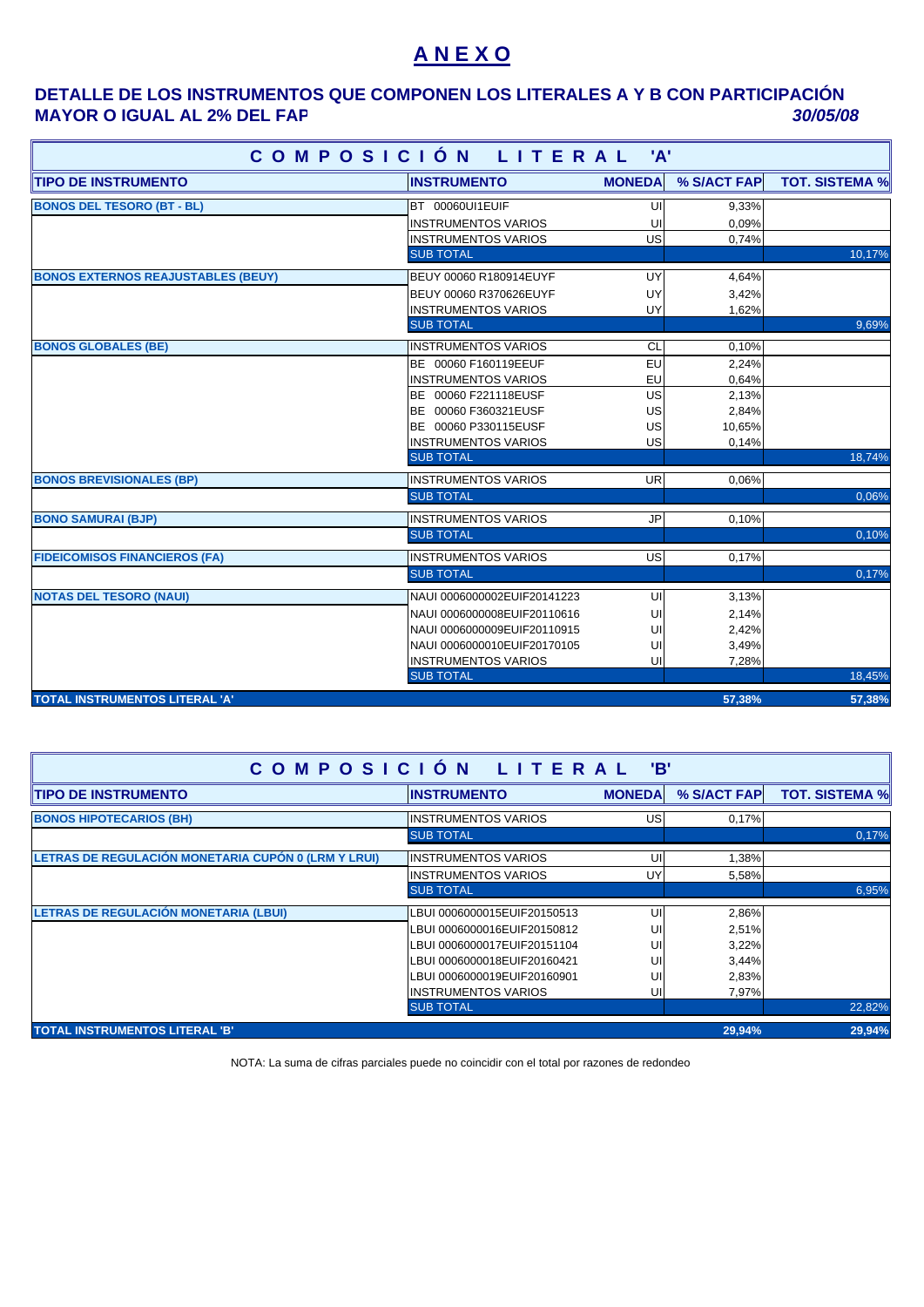# A N E X O

## DETALLE DE LOS INSTRUMENTOS QUE COMPONEN LOS LITERALES A Y B CON PARTICIPACIÓN MAYOR O IGUAL AL 2% DEL FAP

***30/05/08***

### C O M P O S I C I Ó N L I T E R A L 'A'

| TIPO DE INSTRUMENTO | INSTRUMENTO | MONEDA | % S/ACT FAP | TOT. SISTEMA % |
|---|---|---|---|---|
| BONOS DEL TESORO (BT - BL) | BT 00060UI1EUIF | UI | 9,33% | |
| | INSTRUMENTOS VARIOS | UI | 0,09% | |
| | INSTRUMENTOS VARIOS | US | 0,74% | |
| | SUB TOTAL | | | 10,17% |
| BONOS EXTERNOS REAJUSTABLES (BEUY) | BEUY 00060 R180914EUYF | UY | 4,64% | |
| | BEUY 00060 R370626EUYF | UY | 3,42% | |
| | INSTRUMENTOS VARIOS | UY | 1,62% | |
| | SUB TOTAL | | | 9,69% |
| BONOS GLOBALES (BE) | INSTRUMENTOS VARIOS | CL | 0,10% | |
| | BE 00060 F160119EEUF | EU | 2,24% | |
| | INSTRUMENTOS VARIOS | EU | 0,64% | |
| | BE 00060 F221118EUSF | US | 2,13% | |
| | BE 00060 F360321EUSF | US | 2,84% | |
| | BE 00060 P330115EUSF | US | 10,65% | |
| | INSTRUMENTOS VARIOS | US | 0,14% | |
| | SUB TOTAL | | | 18,74% |
| BONOS BREVISIONALES (BP) | INSTRUMENTOS VARIOS | UR | 0,06% | |
| | SUB TOTAL | | | 0,06% |
| BONO SAMURAI (BJP) | INSTRUMENTOS VARIOS | JP | 0,10% | |
| | SUB TOTAL | | | 0,10% |
| FIDEICOMISOS FINANCIEROS (FA) | INSTRUMENTOS VARIOS | US | 0,17% | |
| | SUB TOTAL | | | 0,17% |
| NOTAS DEL TESORO (NAUI) | NAUI 0006000002EUIF20141223 | UI | 3,13% | |
| | NAUI 0006000008EUIF20110616 | UI | 2,14% | |
| | NAUI 0006000009EUIF20110915 | UI | 2,42% | |
| | NAUI 0006000010EUIF20170105 | UI | 3,49% | |
| | INSTRUMENTOS VARIOS | UI | 7,28% | |
| | SUB TOTAL | | | 18,45% |
| **TOTAL INSTRUMENTOS LITERAL 'A'** | | | **57,38%** | **57,38%** |

### C O M P O S I C I Ó N L I T E R A L 'B'

| TIPO DE INSTRUMENTO | INSTRUMENTO | MONEDA | % S/ACT FAP | TOT. SISTEMA % |
|---|---|---|---|---|
| BONOS HIPOTECARIOS (BH) | INSTRUMENTOS VARIOS | US | 0,17% | |
| | SUB TOTAL | | | 0,17% |
| LETRAS DE REGULACIÓN MONETARIA CUPÓN 0 (LRM Y LRUI) | INSTRUMENTOS VARIOS | UI | 1,38% | |
| | INSTRUMENTOS VARIOS | UY | 5,58% | |
| | SUB TOTAL | | | 6,95% |
| LETRAS DE REGULACIÓN MONETARIA (LBUI) | LBUI 0006000015EUIF20150513 | UI | 2,86% | |
| | LBUI 0006000016EUIF20150812 | UI | 2,51% | |
| | LBUI 0006000017EUIF20151104 | UI | 3,22% | |
| | LBUI 0006000018EUIF20160421 | UI | 3,44% | |
| | LBUI 0006000019EUIF20160901 | UI | 2,83% | |
| | INSTRUMENTOS VARIOS | UI | 7,97% | |
| | SUB TOTAL | | | 22,82% |
| **TOTAL INSTRUMENTOS LITERAL 'B'** | | | **29,94%** | **29,94%** |

NOTA: La suma de cifras parciales puede no coincidir con el total por razones de redondeo